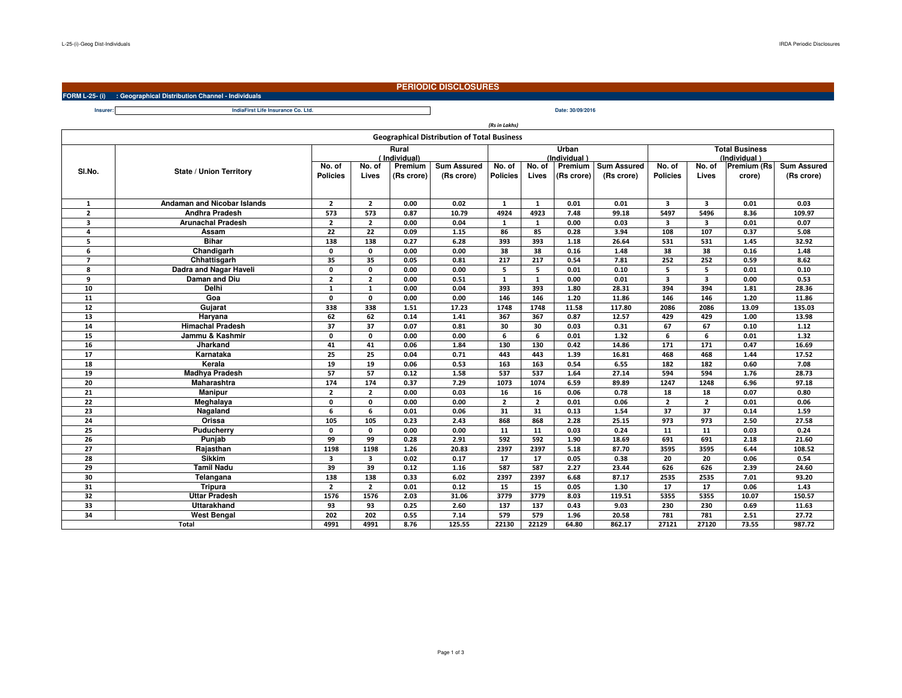# PERIODIC DISCLOSURES

**FORM L-25- (i) : Geographical Distribution Channel - Individuals**

**Insurer:** IndiaFirst Life Insurance Co. Ltd.

**Date: 30/09/2016**

*(Rs in Lakhs)*

## Geographical Distribution of Total Business

| Sl.No. | State / Union Territory | Rural (Individual) | | | | Urban (Individual) | | | | Total Business (Individual) | | | |
|---|---|---|---|---|---|---|---|---|---|---|---|---|---|
| | | No. of Policies | No. of Lives | Premium (Rs crore) | Sum Assured (Rs crore) | No. of Policies | No. of Lives | Premium (Rs crore) | Sum Assured (Rs crore) | No. of Policies | No. of Lives | Premium (Rs crore) | Sum Assured (Rs crore) |
| 1 | Andaman and Nicobar Islands | 2 | 2 | 0.00 | 0.02 | 1 | 1 | 0.01 | 0.01 | 3 | 3 | 0.01 | 0.03 |
| 2 | Andhra Pradesh | 573 | 573 | 0.87 | 10.79 | 4924 | 4923 | 7.48 | 99.18 | 5497 | 5496 | 8.36 | 109.97 |
| 3 | Arunachal Pradesh | 2 | 2 | 0.00 | 0.04 | 1 | 1 | 0.00 | 0.03 | 3 | 3 | 0.01 | 0.07 |
| 4 | Assam | 22 | 22 | 0.09 | 1.15 | 86 | 85 | 0.28 | 3.94 | 108 | 107 | 0.37 | 5.08 |
| 5 | Bihar | 138 | 138 | 0.27 | 6.28 | 393 | 393 | 1.18 | 26.64 | 531 | 531 | 1.45 | 32.92 |
| 6 | Chandigarh | 0 | 0 | 0.00 | 0.00 | 38 | 38 | 0.16 | 1.48 | 38 | 38 | 0.16 | 1.48 |
| 7 | Chhattisgarh | 35 | 35 | 0.05 | 0.81 | 217 | 217 | 0.54 | 7.81 | 252 | 252 | 0.59 | 8.62 |
| 8 | Dadra and Nagar Haveli | 0 | 0 | 0.00 | 0.00 | 5 | 5 | 0.01 | 0.10 | 5 | 5 | 0.01 | 0.10 |
| 9 | Daman and Diu | 2 | 2 | 0.00 | 0.51 | 1 | 1 | 0.00 | 0.01 | 3 | 3 | 0.00 | 0.53 |
| 10 | Delhi | 1 | 1 | 0.00 | 0.04 | 393 | 393 | 1.80 | 28.31 | 394 | 394 | 1.81 | 28.36 |
| 11 | Goa | 0 | 0 | 0.00 | 0.00 | 146 | 146 | 1.20 | 11.86 | 146 | 146 | 1.20 | 11.86 |
| 12 | Gujarat | 338 | 338 | 1.51 | 17.23 | 1748 | 1748 | 11.58 | 117.80 | 2086 | 2086 | 13.09 | 135.03 |
| 13 | Haryana | 62 | 62 | 0.14 | 1.41 | 367 | 367 | 0.87 | 12.57 | 429 | 429 | 1.00 | 13.98 |
| 14 | Himachal Pradesh | 37 | 37 | 0.07 | 0.81 | 30 | 30 | 0.03 | 0.31 | 67 | 67 | 0.10 | 1.12 |
| 15 | Jammu & Kashmir | 0 | 0 | 0.00 | 0.00 | 6 | 6 | 0.01 | 1.32 | 6 | 6 | 0.01 | 1.32 |
| 16 | Jharkand | 41 | 41 | 0.06 | 1.84 | 130 | 130 | 0.42 | 14.86 | 171 | 171 | 0.47 | 16.69 |
| 17 | Karnataka | 25 | 25 | 0.04 | 0.71 | 443 | 443 | 1.39 | 16.81 | 468 | 468 | 1.44 | 17.52 |
| 18 | Kerala | 19 | 19 | 0.06 | 0.53 | 163 | 163 | 0.54 | 6.55 | 182 | 182 | 0.60 | 7.08 |
| 19 | Madhya Pradesh | 57 | 57 | 0.12 | 1.58 | 537 | 537 | 1.64 | 27.14 | 594 | 594 | 1.76 | 28.73 |
| 20 | Maharashtra | 174 | 174 | 0.37 | 7.29 | 1073 | 1074 | 6.59 | 89.89 | 1247 | 1248 | 6.96 | 97.18 |
| 21 | Manipur | 2 | 2 | 0.00 | 0.03 | 16 | 16 | 0.06 | 0.78 | 18 | 18 | 0.07 | 0.80 |
| 22 | Meghalaya | 0 | 0 | 0.00 | 0.00 | 2 | 2 | 0.01 | 0.06 | 2 | 2 | 0.01 | 0.06 |
| 23 | Nagaland | 6 | 6 | 0.01 | 0.06 | 31 | 31 | 0.13 | 1.54 | 37 | 37 | 0.14 | 1.59 |
| 24 | Orissa | 105 | 105 | 0.23 | 2.43 | 868 | 868 | 2.28 | 25.15 | 973 | 973 | 2.50 | 27.58 |
| 25 | Puducherry | 0 | 0 | 0.00 | 0.00 | 11 | 11 | 0.03 | 0.24 | 11 | 11 | 0.03 | 0.24 |
| 26 | Punjab | 99 | 99 | 0.28 | 2.91 | 592 | 592 | 1.90 | 18.69 | 691 | 691 | 2.18 | 21.60 |
| 27 | Rajasthan | 1198 | 1198 | 1.26 | 20.83 | 2397 | 2397 | 5.18 | 87.70 | 3595 | 3595 | 6.44 | 108.52 |
| 28 | Sikkim | 3 | 3 | 0.02 | 0.17 | 17 | 17 | 0.05 | 0.38 | 20 | 20 | 0.06 | 0.54 |
| 29 | Tamil Nadu | 39 | 39 | 0.12 | 1.16 | 587 | 587 | 2.27 | 23.44 | 626 | 626 | 2.39 | 24.60 |
| 30 | Telangana | 138 | 138 | 0.33 | 6.02 | 2397 | 2397 | 6.68 | 87.17 | 2535 | 2535 | 7.01 | 93.20 |
| 31 | Tripura | 2 | 2 | 0.01 | 0.12 | 15 | 15 | 0.05 | 1.30 | 17 | 17 | 0.06 | 1.43 |
| 32 | Uttar Pradesh | 1576 | 1576 | 2.03 | 31.06 | 3779 | 3779 | 8.03 | 119.51 | 5355 | 5355 | 10.07 | 150.57 |
| 33 | Uttarakhand | 93 | 93 | 0.25 | 2.60 | 137 | 137 | 0.43 | 9.03 | 230 | 230 | 0.69 | 11.63 |
| 34 | West Bengal | 202 | 202 | 0.55 | 7.14 | 579 | 579 | 1.96 | 20.58 | 781 | 781 | 2.51 | 27.72 |
| | Total | 4991 | 4991 | 8.76 | 125.55 | 22130 | 22129 | 64.80 | 862.17 | 27121 | 27120 | 73.55 | 987.72 |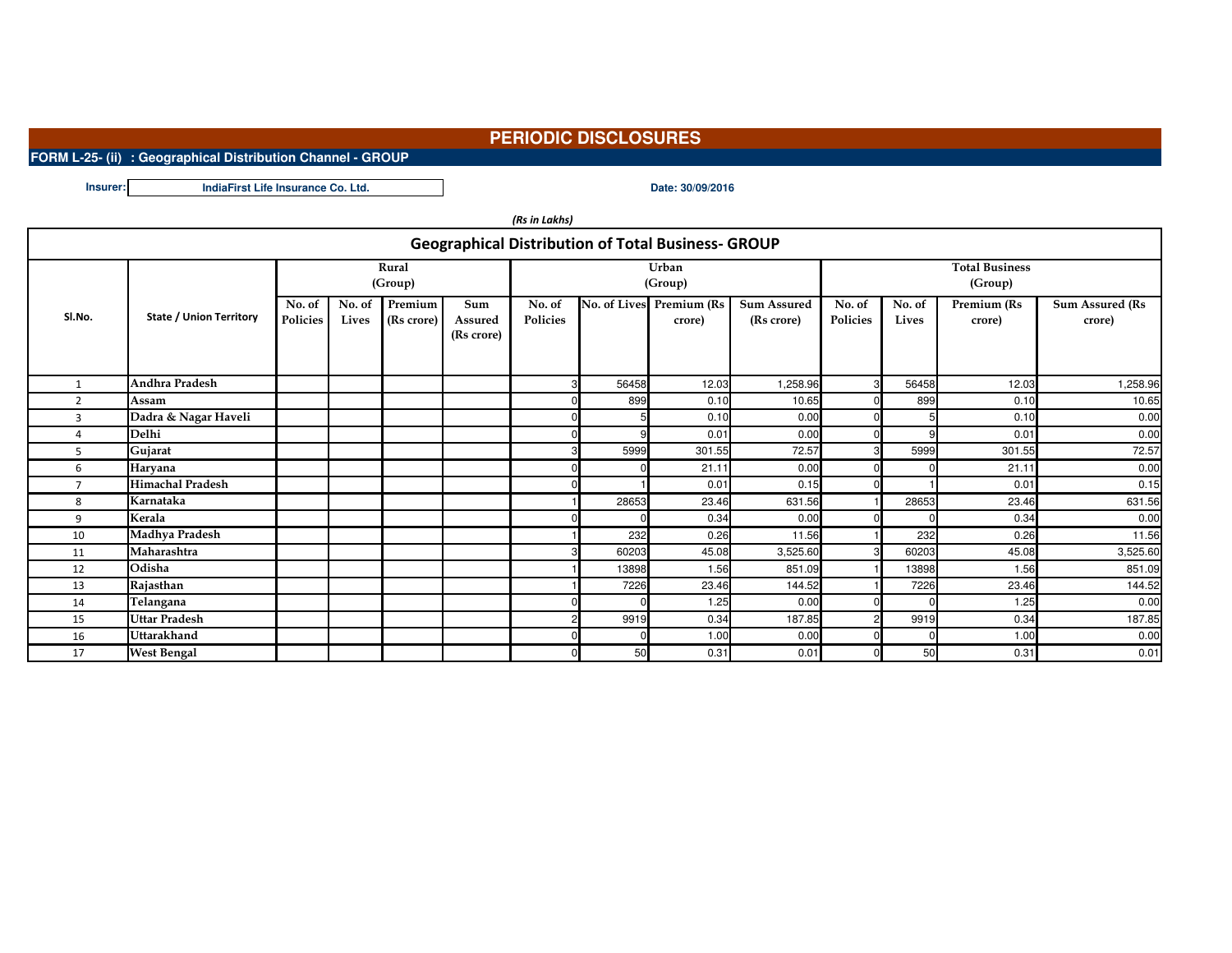# PERIODIC DISCLOSURES

**FORM L-25- (ii) : Geographical Distribution Channel - GROUP**

**Insurer:** IndiaFirst Life Insurance Co. Ltd. **Date: 30/09/2016**

*(Rs in Lakhs)*

## Geographical Distribution of Total Business- GROUP

| Sl.No. | State / Union Territory | Rural (Group) | | | | Urban (Group) | | | | Total Business (Group) | | | |
|---|---|---|---|---|---|---|---|---|---|---|---|---|---|
| | | No. of Policies | No. of Lives | Premium (Rs crore) | Sum Assured (Rs crore) | No. of Policies | No. of Lives | Premium (Rs crore) | Sum Assured (Rs crore) | No. of Policies | No. of Lives | Premium (Rs crore) | Sum Assured (Rs crore) |
| 1 | Andhra Pradesh | | | | | 3 | 56458 | 12.03 | 1,258.96 | 3 | 56458 | 12.03 | 1,258.96 |
| 2 | Assam | | | | | 0 | 899 | 0.10 | 10.65 | 0 | 899 | 0.10 | 10.65 |
| 3 | Dadra & Nagar Haveli | | | | | 0 | 5 | 0.10 | 0.00 | 0 | 5 | 0.10 | 0.00 |
| 4 | Delhi | | | | | 0 | 9 | 0.01 | 0.00 | 0 | 9 | 0.01 | 0.00 |
| 5 | Gujarat | | | | | 3 | 5999 | 301.55 | 72.57 | 3 | 5999 | 301.55 | 72.57 |
| 6 | Haryana | | | | | 0 | 0 | 21.11 | 0.00 | 0 | 0 | 21.11 | 0.00 |
| 7 | Himachal Pradesh | | | | | 0 | 1 | 0.01 | 0.15 | 0 | 1 | 0.01 | 0.15 |
| 8 | Karnataka | | | | | 1 | 28653 | 23.46 | 631.56 | 1 | 28653 | 23.46 | 631.56 |
| 9 | Kerala | | | | | 0 | 0 | 0.34 | 0.00 | 0 | 0 | 0.34 | 0.00 |
| 10 | Madhya Pradesh | | | | | 1 | 232 | 0.26 | 11.56 | 1 | 232 | 0.26 | 11.56 |
| 11 | Maharashtra | | | | | 3 | 60203 | 45.08 | 3,525.60 | 3 | 60203 | 45.08 | 3,525.60 |
| 12 | Odisha | | | | | 1 | 13898 | 1.56 | 851.09 | 1 | 13898 | 1.56 | 851.09 |
| 13 | Rajasthan | | | | | 1 | 7226 | 23.46 | 144.52 | 1 | 7226 | 23.46 | 144.52 |
| 14 | Telangana | | | | | 0 | 0 | 1.25 | 0.00 | 0 | 0 | 1.25 | 0.00 |
| 15 | Uttar Pradesh | | | | | 2 | 9919 | 0.34 | 187.85 | 2 | 9919 | 0.34 | 187.85 |
| 16 | Uttarakhand | | | | | 0 | 0 | 1.00 | 0.00 | 0 | 0 | 1.00 | 0.00 |
| 17 | West Bengal | | | | | 0 | 50 | 0.31 | 0.01 | 0 | 50 | 0.31 | 0.01 |